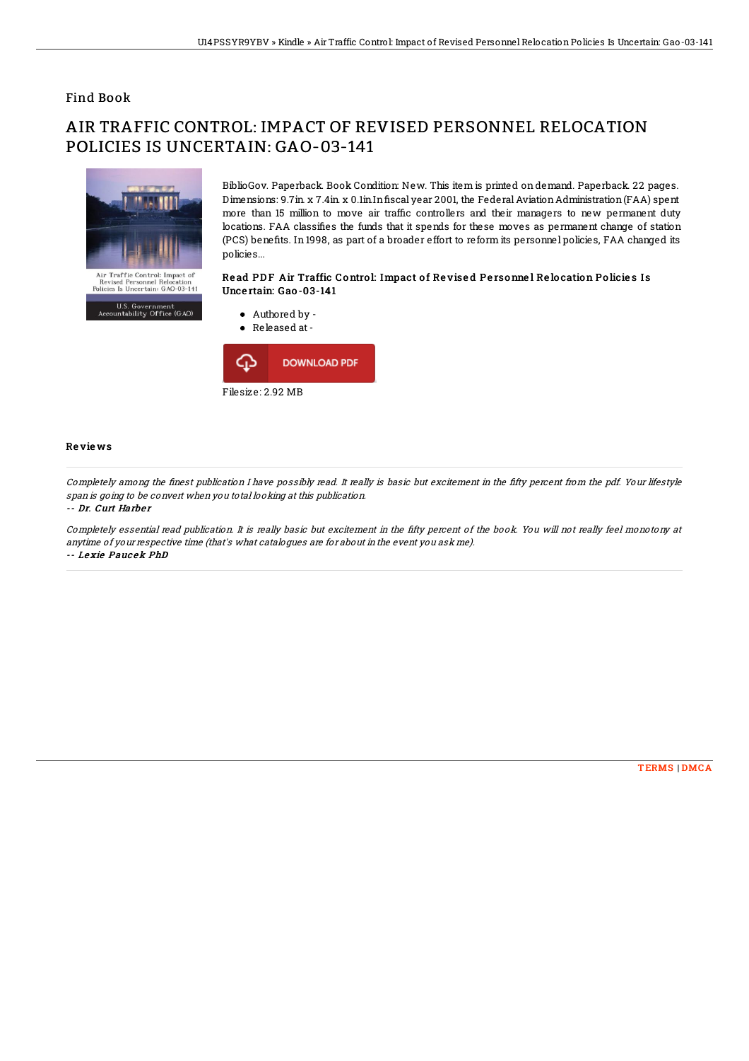## Find Book

# AIR TRAFFIC CONTROL: IMPACT OF REVISED PERSONNEL RELOCATION POLICIES IS UNCERTAIN: GAO-03-141

BiblioGov. Paperback. Book Condition: New. This item is printed on demand. Paperback. 22 pages. Dimensions: 9.7in. x 7.4in. x 0.1in.In fiscal year 2001, the Federal Aviation Administration (FAA) spent more than 15 million to move air traffic controllers and their managers to new permanent duty locations. FAA classifies the funds that it spends for these moves as permanent change of station (PCS) benefits. In 1998, as part of a broader effort to reform its personnel policies, FAA changed its policies...

### Read PDF Air Traffic Control: Impact of Revised Personnel Relocation Policies Is Uncertain: Gao-03-141

- Authored by -
- Released at -

DOWNLOAD PDF

Filesize: 2.92 MB

### Reviews

*Completely among the finest publication I have possibly read. It really is basic but excitement in the fifty percent from the pdf. Your lifestyle span is going to be convert when you total looking at this publication.*

*-- Dr. Curt Harber*

*Completely essential read publication. It is really basic but excitement in the fifty percent of the book. You will not really feel monotony at anytime of your respective time (that's what catalogues are for about in the event you ask me).*

*-- Lexie Paucek PhD*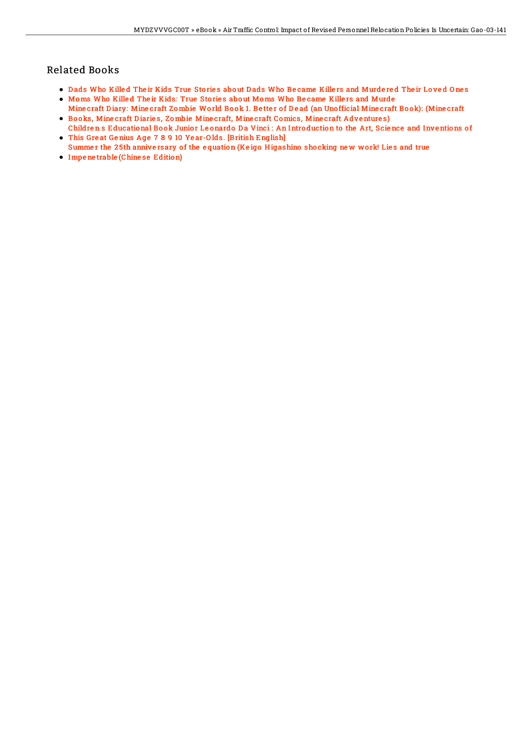## Related Books

- Dads Who Killed Their Kids True Stories about Dads Who Became Killers and Murdered Their Loved Ones
- Moms Who Killed Their Kids: True Stories about Moms Who Became Killers and Murde
- Minecraft Diary: Minecraft Zombie World Book 1. Better of Dead (an Unofficial Minecraft Book): (Minecraft Books, Minecraft Diaries, Zombie Minecraft, Minecraft Comics, Minecraft Adventures)
- Children s Educational Book Junior Leonardo Da Vinci : An Introduction to the Art, Science and Inventions of This Great Genius Age 7 8 9 10 Year-Olds. [British English]
- Summer the 25th anniversary of the equation (Keigo Higashino shocking new work! Lies and true Impenetrable(Chinese Edition)